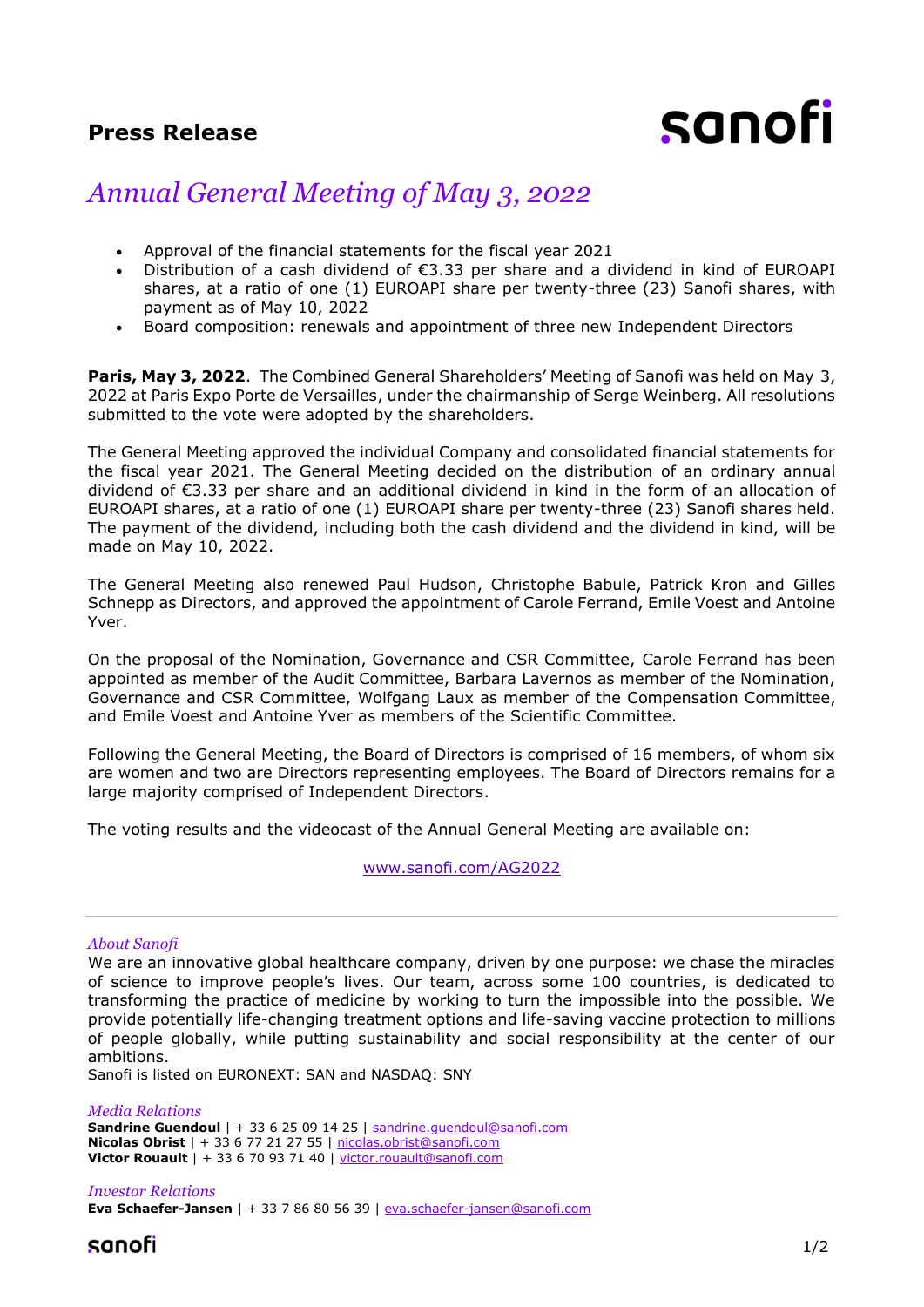## Press Release

sanofi

# *Annual General Meeting of May 3, 2022*

- Approval of the financial statements for the fiscal year 2021
- Distribution of a cash dividend of €3.33 per share and a dividend in kind of EUROAPI shares, at a ratio of one (1) EUROAPI share per twenty-three (23) Sanofi shares, with payment as of May 10, 2022
- Board composition: renewals and appointment of three new Independent Directors

**Paris, May 3, 2022**. The Combined General Shareholders' Meeting of Sanofi was held on May 3, 2022 at Paris Expo Porte de Versailles, under the chairmanship of Serge Weinberg. All resolutions submitted to the vote were adopted by the shareholders.

The General Meeting approved the individual Company and consolidated financial statements for the fiscal year 2021. The General Meeting decided on the distribution of an ordinary annual dividend of €3.33 per share and an additional dividend in kind in the form of an allocation of EUROAPI shares, at a ratio of one (1) EUROAPI share per twenty-three (23) Sanofi shares held. The payment of the dividend, including both the cash dividend and the dividend in kind, will be made on May 10, 2022.

The General Meeting also renewed Paul Hudson, Christophe Babule, Patrick Kron and Gilles Schnepp as Directors, and approved the appointment of Carole Ferrand, Emile Voest and Antoine Yver.

On the proposal of the Nomination, Governance and CSR Committee, Carole Ferrand has been appointed as member of the Audit Committee, Barbara Lavernos as member of the Nomination, Governance and CSR Committee, Wolfgang Laux as member of the Compensation Committee, and Emile Voest and Antoine Yver as members of the Scientific Committee.

Following the General Meeting, the Board of Directors is comprised of 16 members, of whom six are women and two are Directors representing employees. The Board of Directors remains for a large majority comprised of Independent Directors.

The voting results and the videocast of the Annual General Meeting are available on:

www.sanofi.com/AG2022

---

*About Sanofi*

We are an innovative global healthcare company, driven by one purpose: we chase the miracles of science to improve people's lives. Our team, across some 100 countries, is dedicated to transforming the practice of medicine by working to turn the impossible into the possible. We provide potentially life-changing treatment options and life-saving vaccine protection to millions of people globally, while putting sustainability and social responsibility at the center of our ambitions.

Sanofi is listed on EURONEXT: SAN and NASDAQ: SNY

*Media Relations*

**Sandrine Guendoul** | + 33 6 25 09 14 25 | sandrine.guendoul@sanofi.com
**Nicolas Obrist** | + 33 6 77 21 27 55 | nicolas.obrist@sanofi.com
**Victor Rouault** | + 33 6 70 93 71 40 | victor.rouault@sanofi.com

*Investor Relations*

**Eva Schaefer-Jansen** | + 33 7 86 80 56 39 | eva.schaefer-jansen@sanofi.com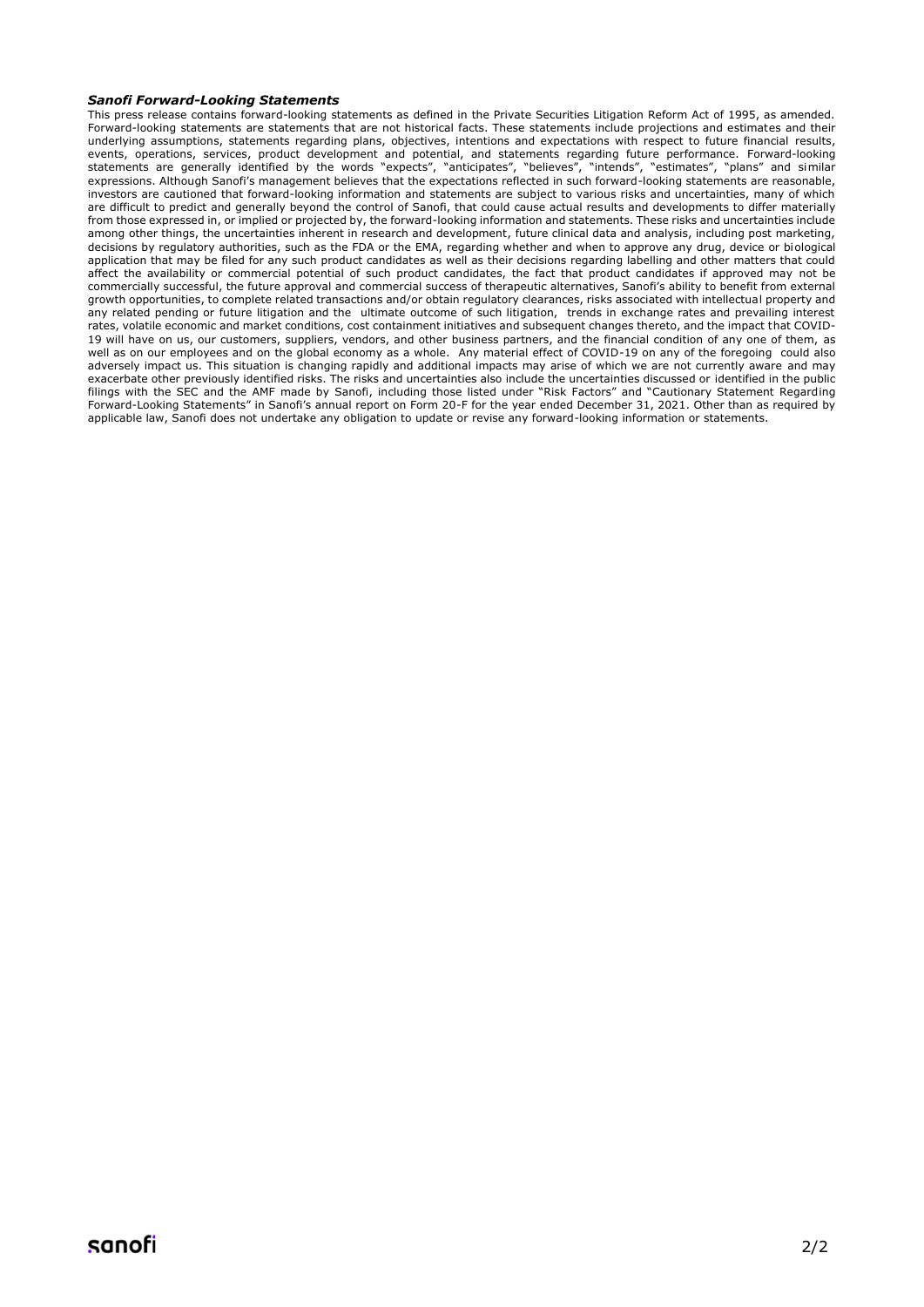### *Sanofi Forward-Looking Statements*

This press release contains forward-looking statements as defined in the Private Securities Litigation Reform Act of 1995, as amended. Forward-looking statements are statements that are not historical facts. These statements include projections and estimates and their underlying assumptions, statements regarding plans, objectives, intentions and expectations with respect to future financial results, events, operations, services, product development and potential, and statements regarding future performance. Forward-looking statements are generally identified by the words "expects", "anticipates", "believes", "intends", "estimates", "plans" and similar expressions. Although Sanofi's management believes that the expectations reflected in such forward-looking statements are reasonable, investors are cautioned that forward-looking information and statements are subject to various risks and uncertainties, many of which are difficult to predict and generally beyond the control of Sanofi, that could cause actual results and developments to differ materially from those expressed in, or implied or projected by, the forward-looking information and statements. These risks and uncertainties include among other things, the uncertainties inherent in research and development, future clinical data and analysis, including post marketing, decisions by regulatory authorities, such as the FDA or the EMA, regarding whether and when to approve any drug, device or biological application that may be filed for any such product candidates as well as their decisions regarding labelling and other matters that could affect the availability or commercial potential of such product candidates, the fact that product candidates if approved may not be commercially successful, the future approval and commercial success of therapeutic alternatives, Sanofi's ability to benefit from external growth opportunities, to complete related transactions and/or obtain regulatory clearances, risks associated with intellectual property and any related pending or future litigation and the ultimate outcome of such litigation, trends in exchange rates and prevailing interest rates, volatile economic and market conditions, cost containment initiatives and subsequent changes thereto, and the impact that COVID-19 will have on us, our customers, suppliers, vendors, and other business partners, and the financial condition of any one of them, as well as on our employees and on the global economy as a whole. Any material effect of COVID-19 on any of the foregoing could also adversely impact us. This situation is changing rapidly and additional impacts may arise of which we are not currently aware and may exacerbate other previously identified risks. The risks and uncertainties also include the uncertainties discussed or identified in the public filings with the SEC and the AMF made by Sanofi, including those listed under "Risk Factors" and "Cautionary Statement Regarding Forward-Looking Statements" in Sanofi's annual report on Form 20-F for the year ended December 31, 2021. Other than as required by applicable law, Sanofi does not undertake any obligation to update or revise any forward-looking information or statements.